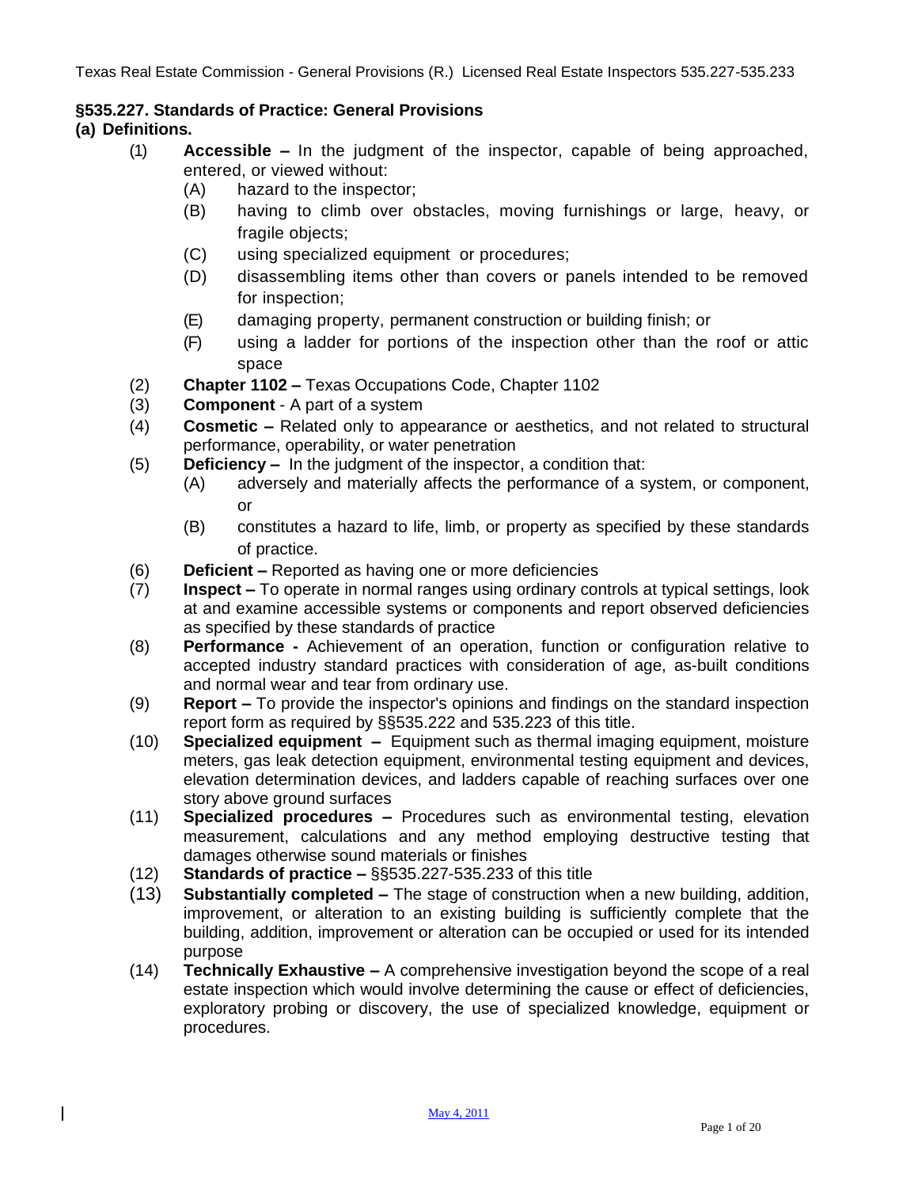## §535.227. Standards of Practice: General Provisions

### (a) Definitions.

(1) **Accessible –** In the judgment of the inspector, capable of being approached, entered, or viewed without:

- (A) hazard to the inspector;
- (B) having to climb over obstacles, moving furnishings or large, heavy, or fragile objects;
- (C) using specialized equipment or procedures;
- (D) disassembling items other than covers or panels intended to be removed for inspection;
- (E) damaging property, permanent construction or building finish; or
- (F) using a ladder for portions of the inspection other than the roof or attic space

(2) **Chapter 1102 –** Texas Occupations Code, Chapter 1102

(3) **Component** - A part of a system

(4) **Cosmetic –** Related only to appearance or aesthetics, and not related to structural performance, operability, or water penetration

(5) **Deficiency –** In the judgment of the inspector, a condition that:

- (A) adversely and materially affects the performance of a system, or component, or
- (B) constitutes a hazard to life, limb, or property as specified by these standards of practice.

(6) **Deficient –** Reported as having one or more deficiencies

(7) **Inspect –** To operate in normal ranges using ordinary controls at typical settings, look at and examine accessible systems or components and report observed deficiencies as specified by these standards of practice

(8) **Performance -** Achievement of an operation, function or configuration relative to accepted industry standard practices with consideration of age, as-built conditions and normal wear and tear from ordinary use.

(9) **Report –** To provide the inspector's opinions and findings on the standard inspection report form as required by §§535.222 and 535.223 of this title.

(10) **Specialized equipment –** Equipment such as thermal imaging equipment, moisture meters, gas leak detection equipment, environmental testing equipment and devices, elevation determination devices, and ladders capable of reaching surfaces over one story above ground surfaces

(11) **Specialized procedures –** Procedures such as environmental testing, elevation measurement, calculations and any method employing destructive testing that damages otherwise sound materials or finishes

(12) **Standards of practice –** §§535.227-535.233 of this title

(13) **Substantially completed –** The stage of construction when a new building, addition, improvement, or alteration to an existing building is sufficiently complete that the building, addition, improvement or alteration can be occupied or used for its intended purpose

(14) **Technically Exhaustive –** A comprehensive investigation beyond the scope of a real estate inspection which would involve determining the cause or effect of deficiencies, exploratory probing or discovery, the use of specialized knowledge, equipment or procedures.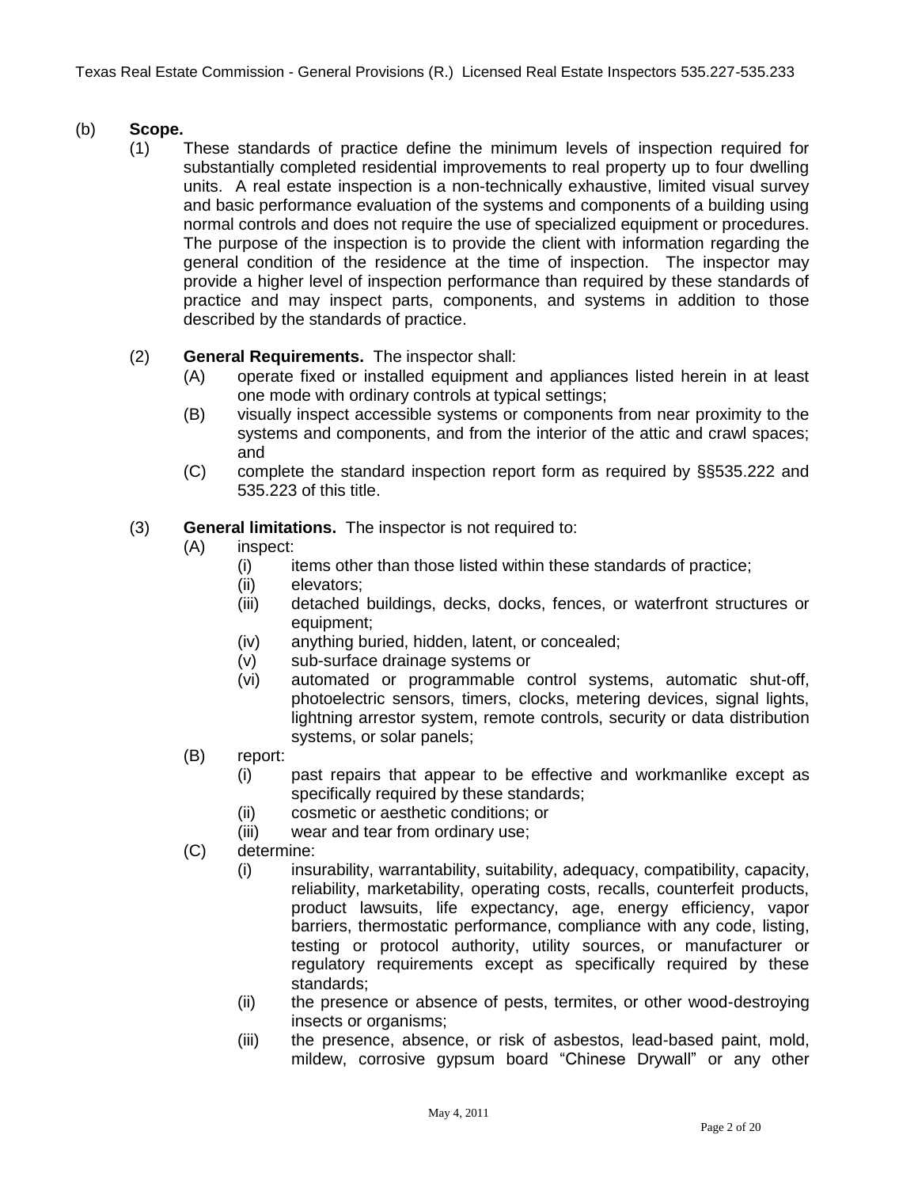(b) **Scope.**

(1) These standards of practice define the minimum levels of inspection required for substantially completed residential improvements to real property up to four dwelling units. A real estate inspection is a non-technically exhaustive, limited visual survey and basic performance evaluation of the systems and components of a building using normal controls and does not require the use of specialized equipment or procedures. The purpose of the inspection is to provide the client with information regarding the general condition of the residence at the time of inspection. The inspector may provide a higher level of inspection performance than required by these standards of practice and may inspect parts, components, and systems in addition to those described by the standards of practice.

(2) **General Requirements.** The inspector shall:

(A) operate fixed or installed equipment and appliances listed herein in at least one mode with ordinary controls at typical settings;

(B) visually inspect accessible systems or components from near proximity to the systems and components, and from the interior of the attic and crawl spaces; and

(C) complete the standard inspection report form as required by §§535.222 and 535.223 of this title.

(3) **General limitations.** The inspector is not required to:

(A) inspect:

(i) items other than those listed within these standards of practice;

(ii) elevators;

(iii) detached buildings, decks, docks, fences, or waterfront structures or equipment;

(iv) anything buried, hidden, latent, or concealed;

(v) sub-surface drainage systems or

(vi) automated or programmable control systems, automatic shut-off, photoelectric sensors, timers, clocks, metering devices, signal lights, lightning arrestor system, remote controls, security or data distribution systems, or solar panels;

(B) report:

(i) past repairs that appear to be effective and workmanlike except as specifically required by these standards;

(ii) cosmetic or aesthetic conditions; or

(iii) wear and tear from ordinary use;

(C) determine:

(i) insurability, warrantability, suitability, adequacy, compatibility, capacity, reliability, marketability, operating costs, recalls, counterfeit products, product lawsuits, life expectancy, age, energy efficiency, vapor barriers, thermostatic performance, compliance with any code, listing, testing or protocol authority, utility sources, or manufacturer or regulatory requirements except as specifically required by these standards;

(ii) the presence or absence of pests, termites, or other wood-destroying insects or organisms;

(iii) the presence, absence, or risk of asbestos, lead-based paint, mold, mildew, corrosive gypsum board "Chinese Drywall" or any other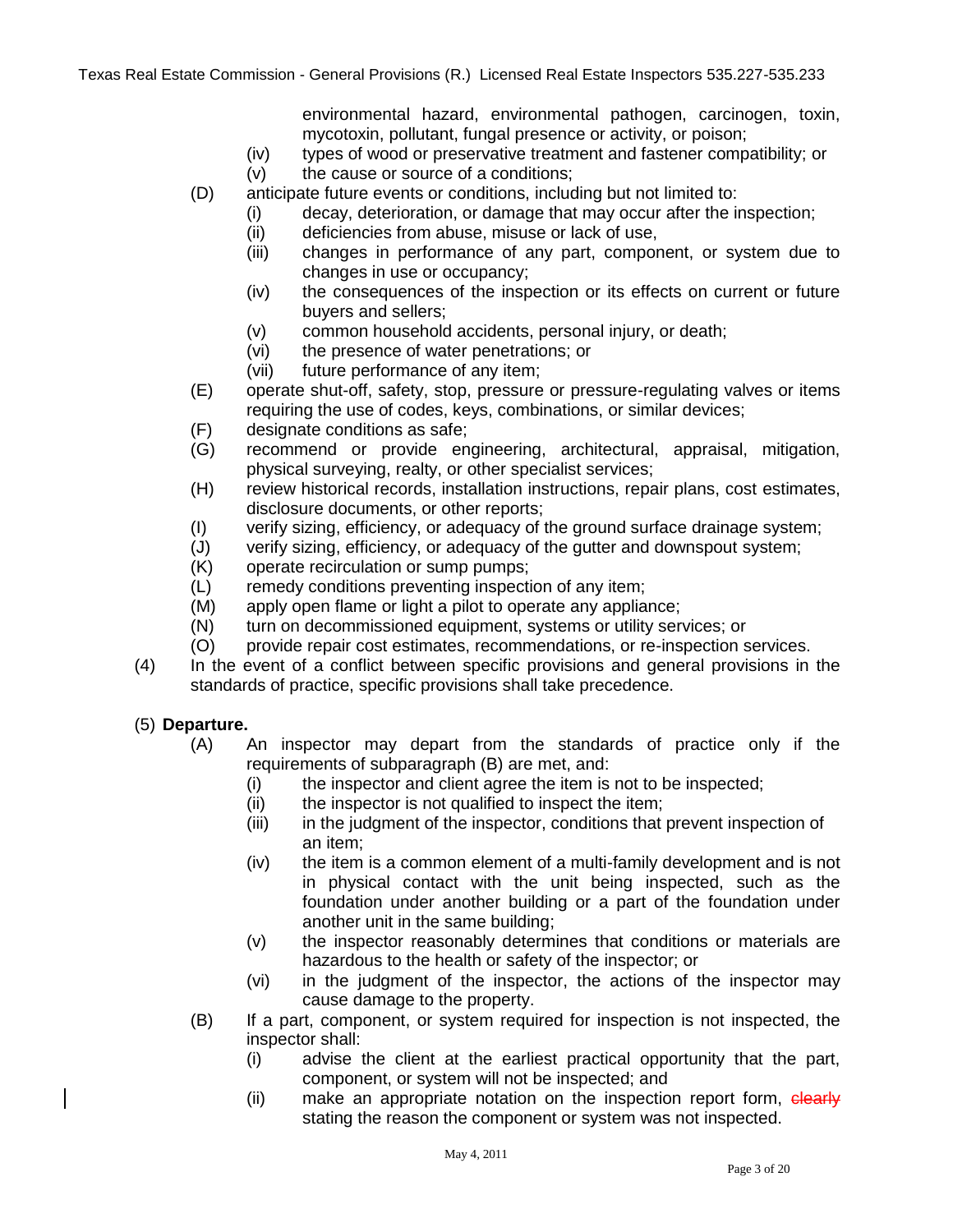environmental hazard, environmental pathogen, carcinogen, toxin, mycotoxin, pollutant, fungal presence or activity, or poison;

- (iv) types of wood or preservative treatment and fastener compatibility; or
- (v) the cause or source of a conditions;

(D) anticipate future events or conditions, including but not limited to:

- (i) decay, deterioration, or damage that may occur after the inspection;
- (ii) deficiencies from abuse, misuse or lack of use,
- (iii) changes in performance of any part, component, or system due to changes in use or occupancy;
- (iv) the consequences of the inspection or its effects on current or future buyers and sellers;
- (v) common household accidents, personal injury, or death;
- (vi) the presence of water penetrations; or
- (vii) future performance of any item;

(E) operate shut-off, safety, stop, pressure or pressure-regulating valves or items requiring the use of codes, keys, combinations, or similar devices;

(F) designate conditions as safe;

(G) recommend or provide engineering, architectural, appraisal, mitigation, physical surveying, realty, or other specialist services;

(H) review historical records, installation instructions, repair plans, cost estimates, disclosure documents, or other reports;

(I) verify sizing, efficiency, or adequacy of the ground surface drainage system;

(J) verify sizing, efficiency, or adequacy of the gutter and downspout system;

(K) operate recirculation or sump pumps;

(L) remedy conditions preventing inspection of any item;

(M) apply open flame or light a pilot to operate any appliance;

(N) turn on decommissioned equipment, systems or utility services; or

(O) provide repair cost estimates, recommendations, or re-inspection services.

(4) In the event of a conflict between specific provisions and general provisions in the standards of practice, specific provisions shall take precedence.

(5) **Departure.**

(A) An inspector may depart from the standards of practice only if the requirements of subparagraph (B) are met, and:

- (i) the inspector and client agree the item is not to be inspected;
- (ii) the inspector is not qualified to inspect the item;
- (iii) in the judgment of the inspector, conditions that prevent inspection of an item;
- (iv) the item is a common element of a multi-family development and is not in physical contact with the unit being inspected, such as the foundation under another building or a part of the foundation under another unit in the same building;
- (v) the inspector reasonably determines that conditions or materials are hazardous to the health or safety of the inspector; or
- (vi) in the judgment of the inspector, the actions of the inspector may cause damage to the property.

(B) If a part, component, or system required for inspection is not inspected, the inspector shall:

- (i) advise the client at the earliest practical opportunity that the part, component, or system will not be inspected; and
- (ii) make an appropriate notation on the inspection report form, ~~clearly~~ stating the reason the component or system was not inspected.

May 4, 2011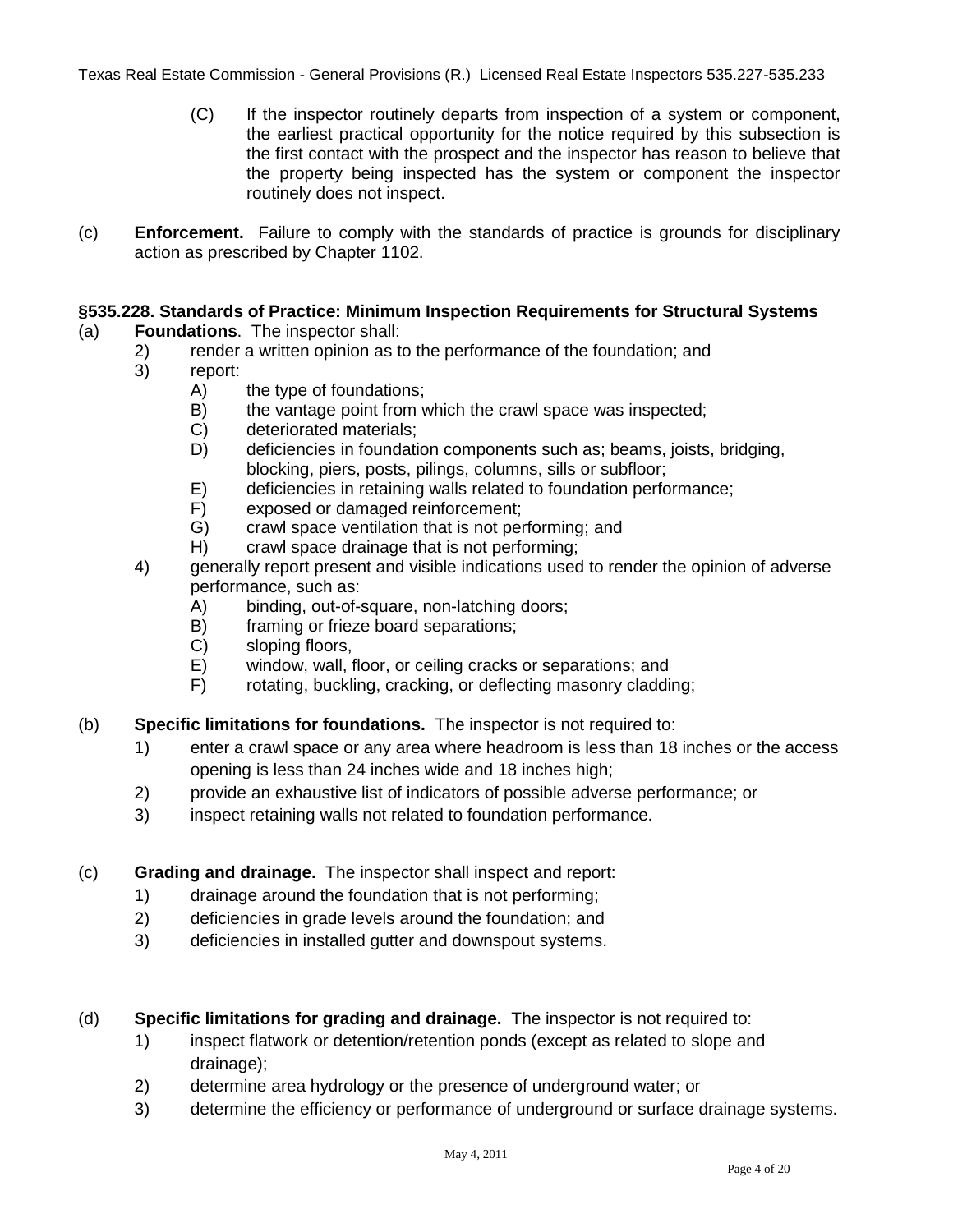(C) If the inspector routinely departs from inspection of a system or component, the earliest practical opportunity for the notice required by this subsection is the first contact with the prospect and the inspector has reason to believe that the property being inspected has the system or component the inspector routinely does not inspect.

(c) **Enforcement.** Failure to comply with the standards of practice is grounds for disciplinary action as prescribed by Chapter 1102.

### §535.228. Standards of Practice: Minimum Inspection Requirements for Structural Systems

(a) **Foundations**. The inspector shall:

2) render a written opinion as to the performance of the foundation; and

3) report:

A) the type of foundations;

B) the vantage point from which the crawl space was inspected;

C) deteriorated materials;

D) deficiencies in foundation components such as; beams, joists, bridging, blocking, piers, posts, pilings, columns, sills or subfloor;

E) deficiencies in retaining walls related to foundation performance;

F) exposed or damaged reinforcement;

G) crawl space ventilation that is not performing; and

H) crawl space drainage that is not performing;

4) generally report present and visible indications used to render the opinion of adverse performance, such as:

A) binding, out-of-square, non-latching doors;

B) framing or frieze board separations;

C) sloping floors,

E) window, wall, floor, or ceiling cracks or separations; and

F) rotating, buckling, cracking, or deflecting masonry cladding;

(b) **Specific limitations for foundations.** The inspector is not required to:

1) enter a crawl space or any area where headroom is less than 18 inches or the access opening is less than 24 inches wide and 18 inches high;

2) provide an exhaustive list of indicators of possible adverse performance; or

3) inspect retaining walls not related to foundation performance.

(c) **Grading and drainage.** The inspector shall inspect and report:

1) drainage around the foundation that is not performing;

2) deficiencies in grade levels around the foundation; and

3) deficiencies in installed gutter and downspout systems.

(d) **Specific limitations for grading and drainage.** The inspector is not required to:

1) inspect flatwork or detention/retention ponds (except as related to slope and drainage);

2) determine area hydrology or the presence of underground water; or

3) determine the efficiency or performance of underground or surface drainage systems.

May 4, 2011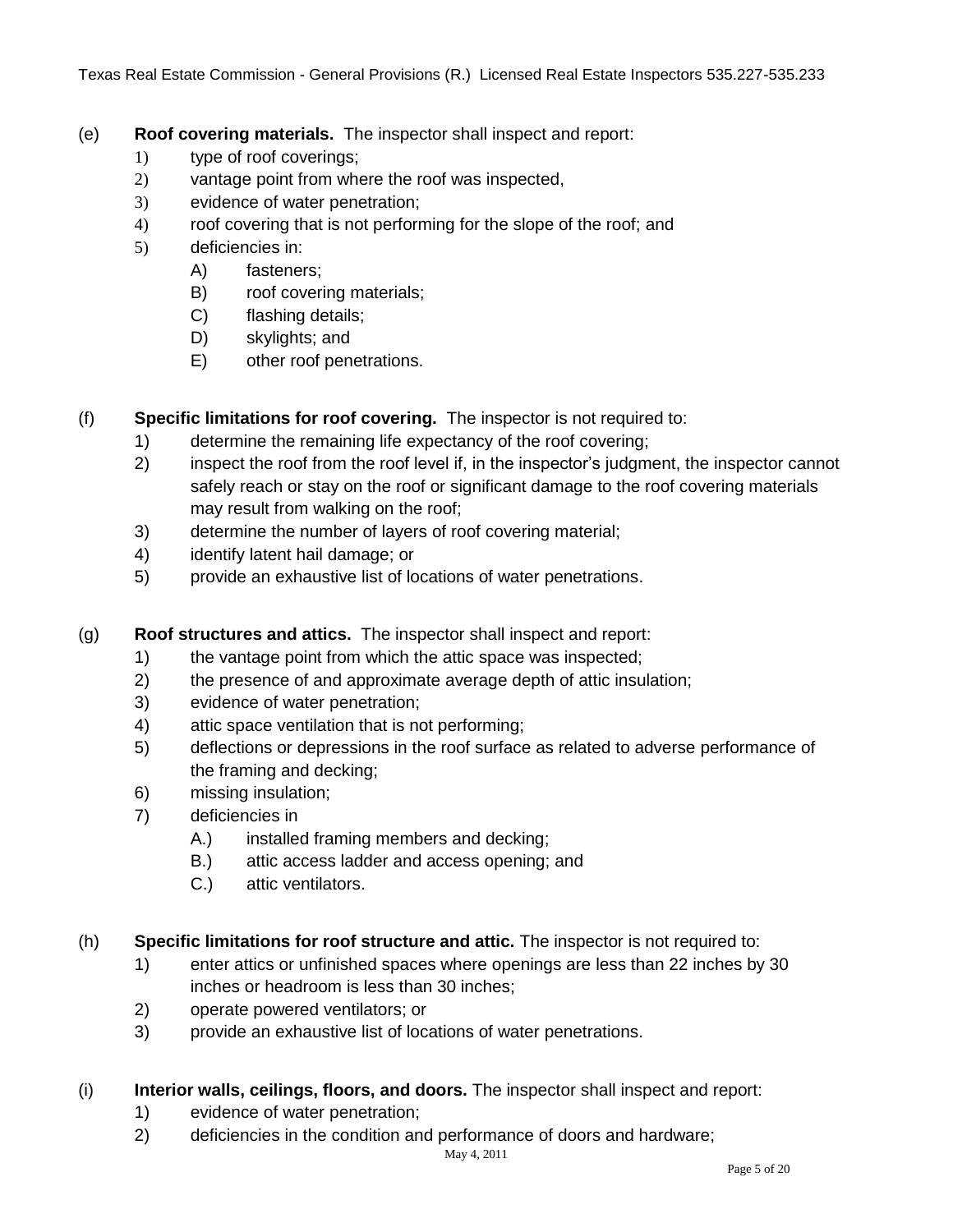(e) **Roof covering materials.** The inspector shall inspect and report:

1) type of roof coverings;
2) vantage point from where the roof was inspected,
3) evidence of water penetration;
4) roof covering that is not performing for the slope of the roof; and
5) deficiencies in:
   - A) fasteners;
   - B) roof covering materials;
   - C) flashing details;
   - D) skylights; and
   - E) other roof penetrations.

(f) **Specific limitations for roof covering.** The inspector is not required to:

1) determine the remaining life expectancy of the roof covering;
2) inspect the roof from the roof level if, in the inspector's judgment, the inspector cannot safely reach or stay on the roof or significant damage to the roof covering materials may result from walking on the roof;
3) determine the number of layers of roof covering material;
4) identify latent hail damage; or
5) provide an exhaustive list of locations of water penetrations.

(g) **Roof structures and attics.** The inspector shall inspect and report:

1) the vantage point from which the attic space was inspected;
2) the presence of and approximate average depth of attic insulation;
3) evidence of water penetration;
4) attic space ventilation that is not performing;
5) deflections or depressions in the roof surface as related to adverse performance of the framing and decking;
6) missing insulation;
7) deficiencies in
   - A.) installed framing members and decking;
   - B.) attic access ladder and access opening; and
   - C.) attic ventilators.

(h) **Specific limitations for roof structure and attic.** The inspector is not required to:

1) enter attics or unfinished spaces where openings are less than 22 inches by 30 inches or headroom is less than 30 inches;
2) operate powered ventilators; or
3) provide an exhaustive list of locations of water penetrations.

(i) **Interior walls, ceilings, floors, and doors.** The inspector shall inspect and report:

1) evidence of water penetration;
2) deficiencies in the condition and performance of doors and hardware;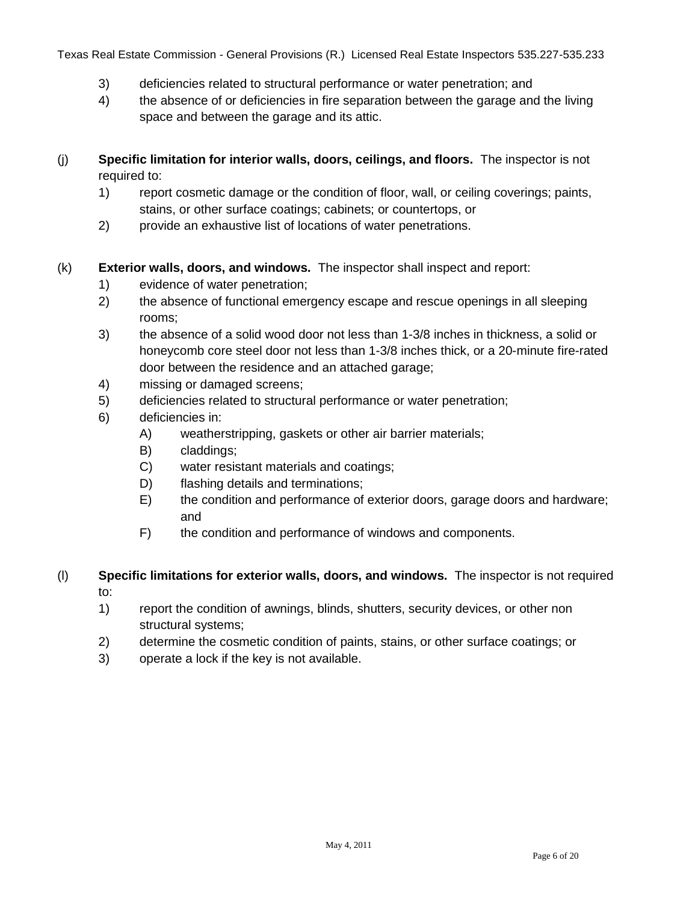3) deficiencies related to structural performance or water penetration; and
4) the absence of or deficiencies in fire separation between the garage and the living space and between the garage and its attic.

(j) **Specific limitation for interior walls, doors, ceilings, and floors.** The inspector is not required to:

1) report cosmetic damage or the condition of floor, wall, or ceiling coverings; paints, stains, or other surface coatings; cabinets; or countertops, or
2) provide an exhaustive list of locations of water penetrations.

(k) **Exterior walls, doors, and windows.** The inspector shall inspect and report:

1) evidence of water penetration;
2) the absence of functional emergency escape and rescue openings in all sleeping rooms;
3) the absence of a solid wood door not less than 1-3/8 inches in thickness, a solid or honeycomb core steel door not less than 1-3/8 inches thick, or a 20-minute fire-rated door between the residence and an attached garage;
4) missing or damaged screens;
5) deficiencies related to structural performance or water penetration;
6) deficiencies in:
   - A) weatherstripping, gaskets or other air barrier materials;
   - B) claddings;
   - C) water resistant materials and coatings;
   - D) flashing details and terminations;
   - E) the condition and performance of exterior doors, garage doors and hardware; and
   - F) the condition and performance of windows and components.

(l) **Specific limitations for exterior walls, doors, and windows.** The inspector is not required to:

1) report the condition of awnings, blinds, shutters, security devices, or other non structural systems;
2) determine the cosmetic condition of paints, stains, or other surface coatings; or
3) operate a lock if the key is not available.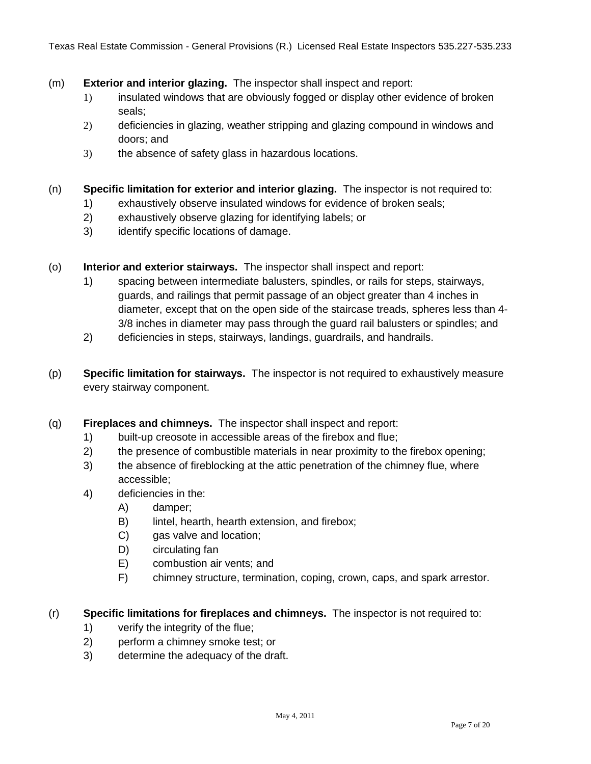(m) **Exterior and interior glazing.** The inspector shall inspect and report:

1) insulated windows that are obviously fogged or display other evidence of broken seals;
2) deficiencies in glazing, weather stripping and glazing compound in windows and doors; and
3) the absence of safety glass in hazardous locations.

(n) **Specific limitation for exterior and interior glazing.** The inspector is not required to:

1) exhaustively observe insulated windows for evidence of broken seals;
2) exhaustively observe glazing for identifying labels; or
3) identify specific locations of damage.

(o) **Interior and exterior stairways.** The inspector shall inspect and report:

1) spacing between intermediate balusters, spindles, or rails for steps, stairways, guards, and railings that permit passage of an object greater than 4 inches in diameter, except that on the open side of the staircase treads, spheres less than 4-3/8 inches in diameter may pass through the guard rail balusters or spindles; and
2) deficiencies in steps, stairways, landings, guardrails, and handrails.

(p) **Specific limitation for stairways.** The inspector is not required to exhaustively measure every stairway component.

(q) **Fireplaces and chimneys.** The inspector shall inspect and report:

1) built-up creosote in accessible areas of the firebox and flue;
2) the presence of combustible materials in near proximity to the firebox opening;
3) the absence of fireblocking at the attic penetration of the chimney flue, where accessible;
4) deficiencies in the:
   - A) damper;
   - B) lintel, hearth, hearth extension, and firebox;
   - C) gas valve and location;
   - D) circulating fan
   - E) combustion air vents; and
   - F) chimney structure, termination, coping, crown, caps, and spark arrestor.

(r) **Specific limitations for fireplaces and chimneys.** The inspector is not required to:

1) verify the integrity of the flue;
2) perform a chimney smoke test; or
3) determine the adequacy of the draft.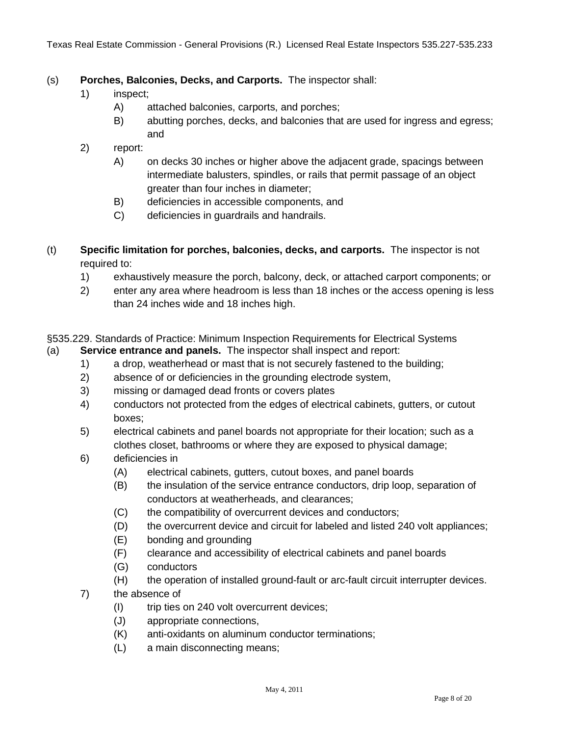(s) **Porches, Balconies, Decks, and Carports.** The inspector shall:

1) inspect;
    - A) attached balconies, carports, and porches;
    - B) abutting porches, decks, and balconies that are used for ingress and egress; and
2) report:
    - A) on decks 30 inches or higher above the adjacent grade, spacings between intermediate balusters, spindles, or rails that permit passage of an object greater than four inches in diameter;
    - B) deficiencies in accessible components, and
    - C) deficiencies in guardrails and handrails.

(t) **Specific limitation for porches, balconies, decks, and carports.** The inspector is not required to:

1) exhaustively measure the porch, balcony, deck, or attached carport components; or
2) enter any area where headroom is less than 18 inches or the access opening is less than 24 inches wide and 18 inches high.

§535.229. Standards of Practice: Minimum Inspection Requirements for Electrical Systems

(a) **Service entrance and panels.** The inspector shall inspect and report:

1) a drop, weatherhead or mast that is not securely fastened to the building;
2) absence of or deficiencies in the grounding electrode system,
3) missing or damaged dead fronts or covers plates
4) conductors not protected from the edges of electrical cabinets, gutters, or cutout boxes;
5) electrical cabinets and panel boards not appropriate for their location; such as a clothes closet, bathrooms or where they are exposed to physical damage;
6) deficiencies in
    - (A) electrical cabinets, gutters, cutout boxes, and panel boards
    - (B) the insulation of the service entrance conductors, drip loop, separation of conductors at weatherheads, and clearances;
    - (C) the compatibility of overcurrent devices and conductors;
    - (D) the overcurrent device and circuit for labeled and listed 240 volt appliances;
    - (E) bonding and grounding
    - (F) clearance and accessibility of electrical cabinets and panel boards
    - (G) conductors
    - (H) the operation of installed ground-fault or arc-fault circuit interrupter devices.
7) the absence of
    - (I) trip ties on 240 volt overcurrent devices;
    - (J) appropriate connections,
    - (K) anti-oxidants on aluminum conductor terminations;
    - (L) a main disconnecting means;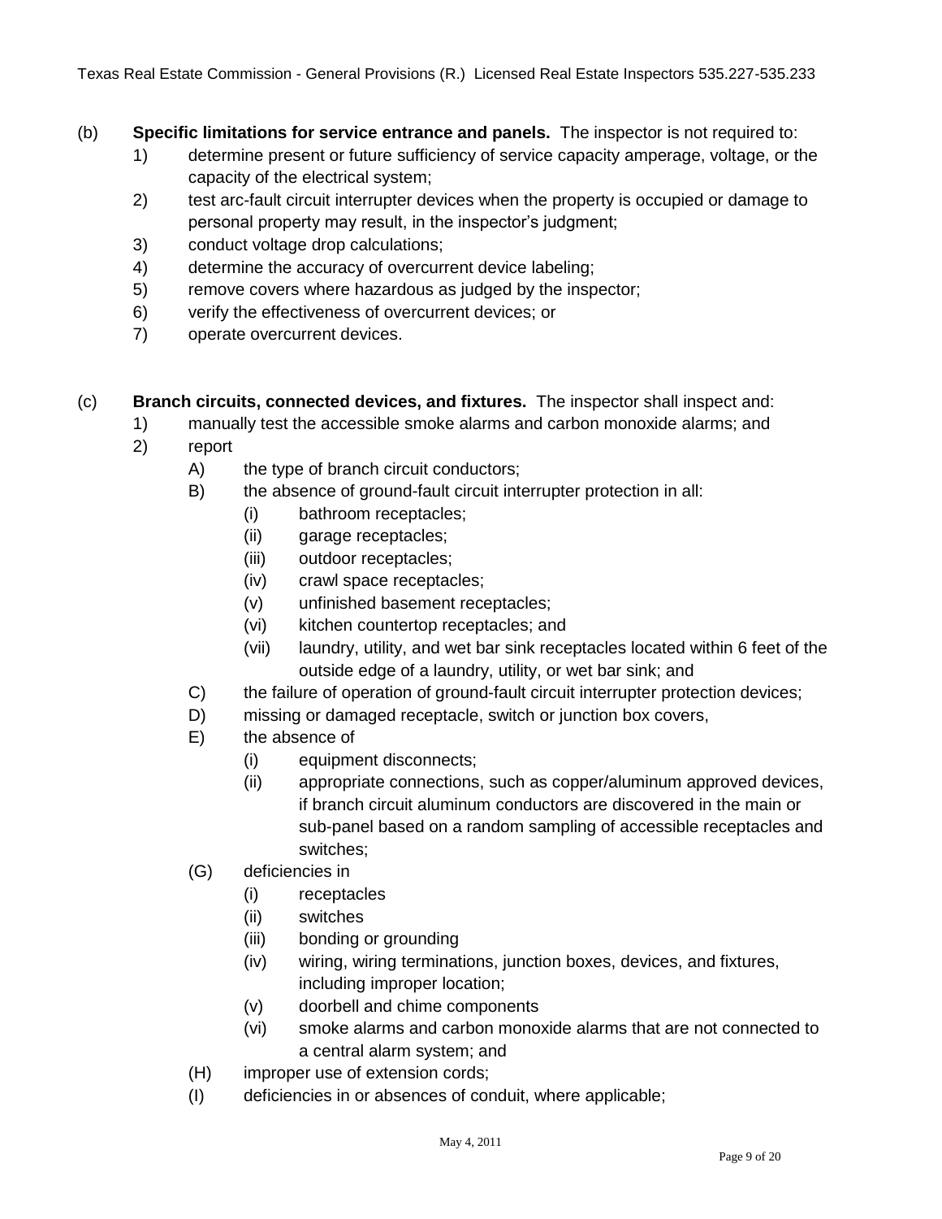(b) **Specific limitations for service entrance and panels.** The inspector is not required to:

1) determine present or future sufficiency of service capacity amperage, voltage, or the capacity of the electrical system;
2) test arc-fault circuit interrupter devices when the property is occupied or damage to personal property may result, in the inspector's judgment;
3) conduct voltage drop calculations;
4) determine the accuracy of overcurrent device labeling;
5) remove covers where hazardous as judged by the inspector;
6) verify the effectiveness of overcurrent devices; or
7) operate overcurrent devices.

(c) **Branch circuits, connected devices, and fixtures.** The inspector shall inspect and:

1) manually test the accessible smoke alarms and carbon monoxide alarms; and
2) report
   - A) the type of branch circuit conductors;
   - B) the absence of ground-fault circuit interrupter protection in all:
     - (i) bathroom receptacles;
     - (ii) garage receptacles;
     - (iii) outdoor receptacles;
     - (iv) crawl space receptacles;
     - (v) unfinished basement receptacles;
     - (vi) kitchen countertop receptacles; and
     - (vii) laundry, utility, and wet bar sink receptacles located within 6 feet of the outside edge of a laundry, utility, or wet bar sink; and
   - C) the failure of operation of ground-fault circuit interrupter protection devices;
   - D) missing or damaged receptacle, switch or junction box covers,
   - E) the absence of
     - (i) equipment disconnects;
     - (ii) appropriate connections, such as copper/aluminum approved devices, if branch circuit aluminum conductors are discovered in the main or sub-panel based on a random sampling of accessible receptacles and switches;
   - (G) deficiencies in
     - (i) receptacles
     - (ii) switches
     - (iii) bonding or grounding
     - (iv) wiring, wiring terminations, junction boxes, devices, and fixtures, including improper location;
     - (v) doorbell and chime components
     - (vi) smoke alarms and carbon monoxide alarms that are not connected to a central alarm system; and
   - (H) improper use of extension cords;
   - (I) deficiencies in or absences of conduit, where applicable;

May 4, 2011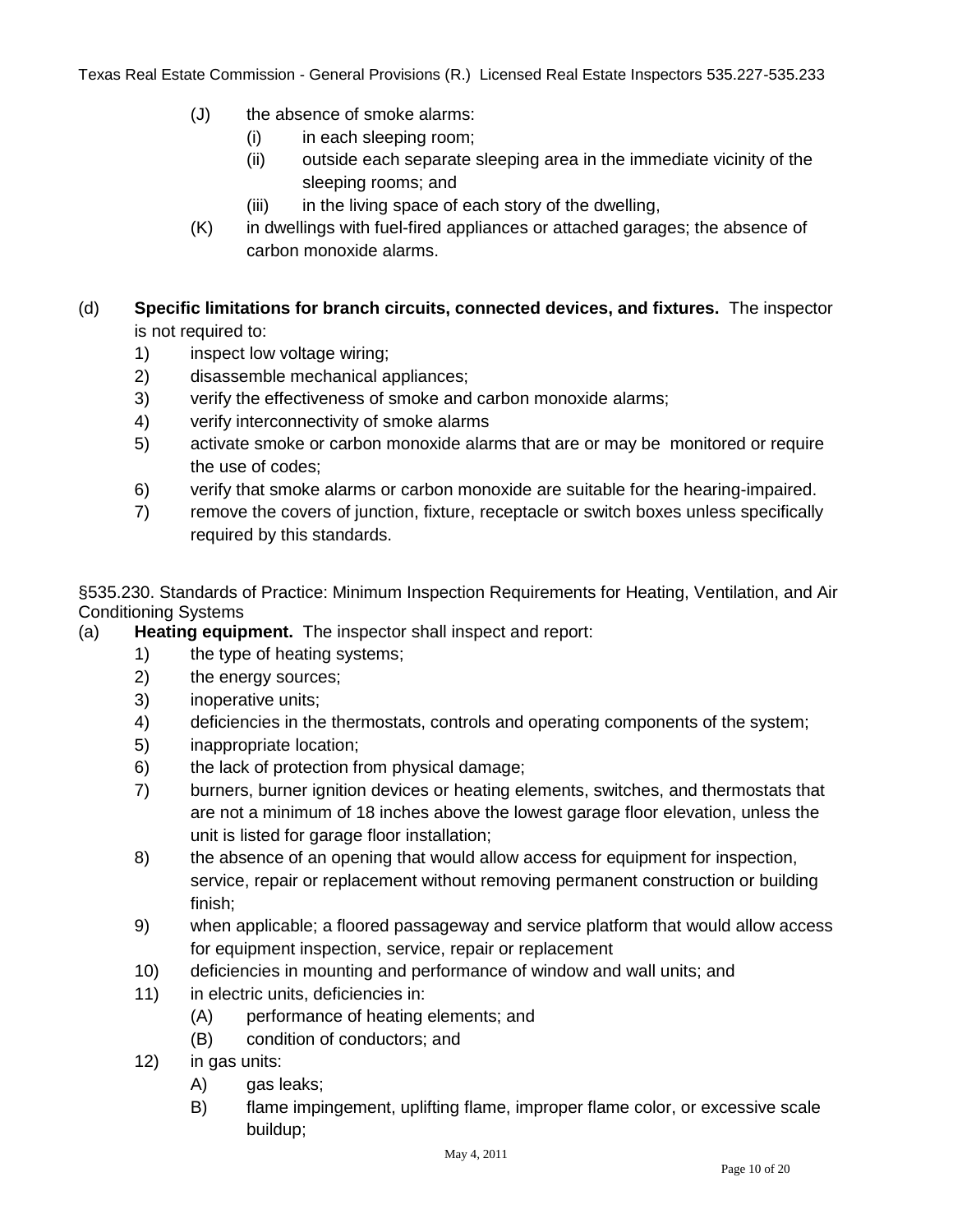(J) the absence of smoke alarms:
   (i) in each sleeping room;
   (ii) outside each separate sleeping area in the immediate vicinity of the sleeping rooms; and
   (iii) in the living space of each story of the dwelling,

(K) in dwellings with fuel-fired appliances or attached garages; the absence of carbon monoxide alarms.

(d) **Specific limitations for branch circuits, connected devices, and fixtures.** The inspector is not required to:

1) inspect low voltage wiring;
2) disassemble mechanical appliances;
3) verify the effectiveness of smoke and carbon monoxide alarms;
4) verify interconnectivity of smoke alarms
5) activate smoke or carbon monoxide alarms that are or may be monitored or require the use of codes;
6) verify that smoke alarms or carbon monoxide are suitable for the hearing-impaired.
7) remove the covers of junction, fixture, receptacle or switch boxes unless specifically required by this standards.

§535.230. Standards of Practice: Minimum Inspection Requirements for Heating, Ventilation, and Air Conditioning Systems

(a) **Heating equipment.** The inspector shall inspect and report:

1) the type of heating systems;
2) the energy sources;
3) inoperative units;
4) deficiencies in the thermostats, controls and operating components of the system;
5) inappropriate location;
6) the lack of protection from physical damage;
7) burners, burner ignition devices or heating elements, switches, and thermostats that are not a minimum of 18 inches above the lowest garage floor elevation, unless the unit is listed for garage floor installation;
8) the absence of an opening that would allow access for equipment for inspection, service, repair or replacement without removing permanent construction or building finish;
9) when applicable; a floored passageway and service platform that would allow access for equipment inspection, service, repair or replacement
10) deficiencies in mounting and performance of window and wall units; and
11) in electric units, deficiencies in:
   (A) performance of heating elements; and
   (B) condition of conductors; and
12) in gas units:
   A) gas leaks;
   B) flame impingement, uplifting flame, improper flame color, or excessive scale buildup;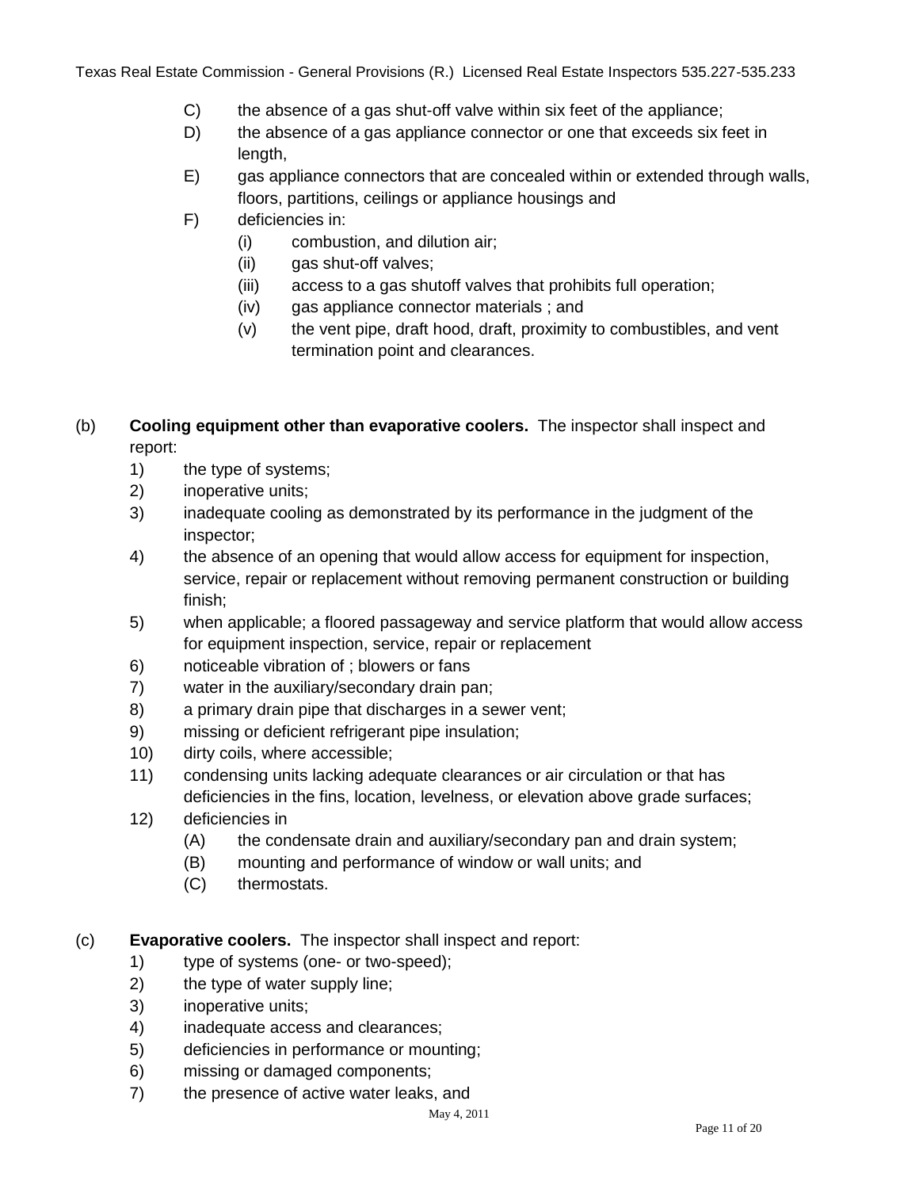C) the absence of a gas shut-off valve within six feet of the appliance;

D) the absence of a gas appliance connector or one that exceeds six feet in length,

E) gas appliance connectors that are concealed within or extended through walls, floors, partitions, ceilings or appliance housings and

F) deficiencies in:

(i) combustion, and dilution air;

(ii) gas shut-off valves;

(iii) access to a gas shutoff valves that prohibits full operation;

(iv) gas appliance connector materials ; and

(v) the vent pipe, draft hood, draft, proximity to combustibles, and vent termination point and clearances.

(b) **Cooling equipment other than evaporative coolers.** The inspector shall inspect and report:

1) the type of systems;

2) inoperative units;

3) inadequate cooling as demonstrated by its performance in the judgment of the inspector;

4) the absence of an opening that would allow access for equipment for inspection, service, repair or replacement without removing permanent construction or building finish;

5) when applicable; a floored passageway and service platform that would allow access for equipment inspection, service, repair or replacement

6) noticeable vibration of ; blowers or fans

7) water in the auxiliary/secondary drain pan;

8) a primary drain pipe that discharges in a sewer vent;

9) missing or deficient refrigerant pipe insulation;

10) dirty coils, where accessible;

11) condensing units lacking adequate clearances or air circulation or that has deficiencies in the fins, location, levelness, or elevation above grade surfaces;

12) deficiencies in

(A) the condensate drain and auxiliary/secondary pan and drain system;

(B) mounting and performance of window or wall units; and

(C) thermostats.

(c) **Evaporative coolers.** The inspector shall inspect and report:

1) type of systems (one- or two-speed);

2) the type of water supply line;

3) inoperative units;

4) inadequate access and clearances;

5) deficiencies in performance or mounting;

6) missing or damaged components;

7) the presence of active water leaks, and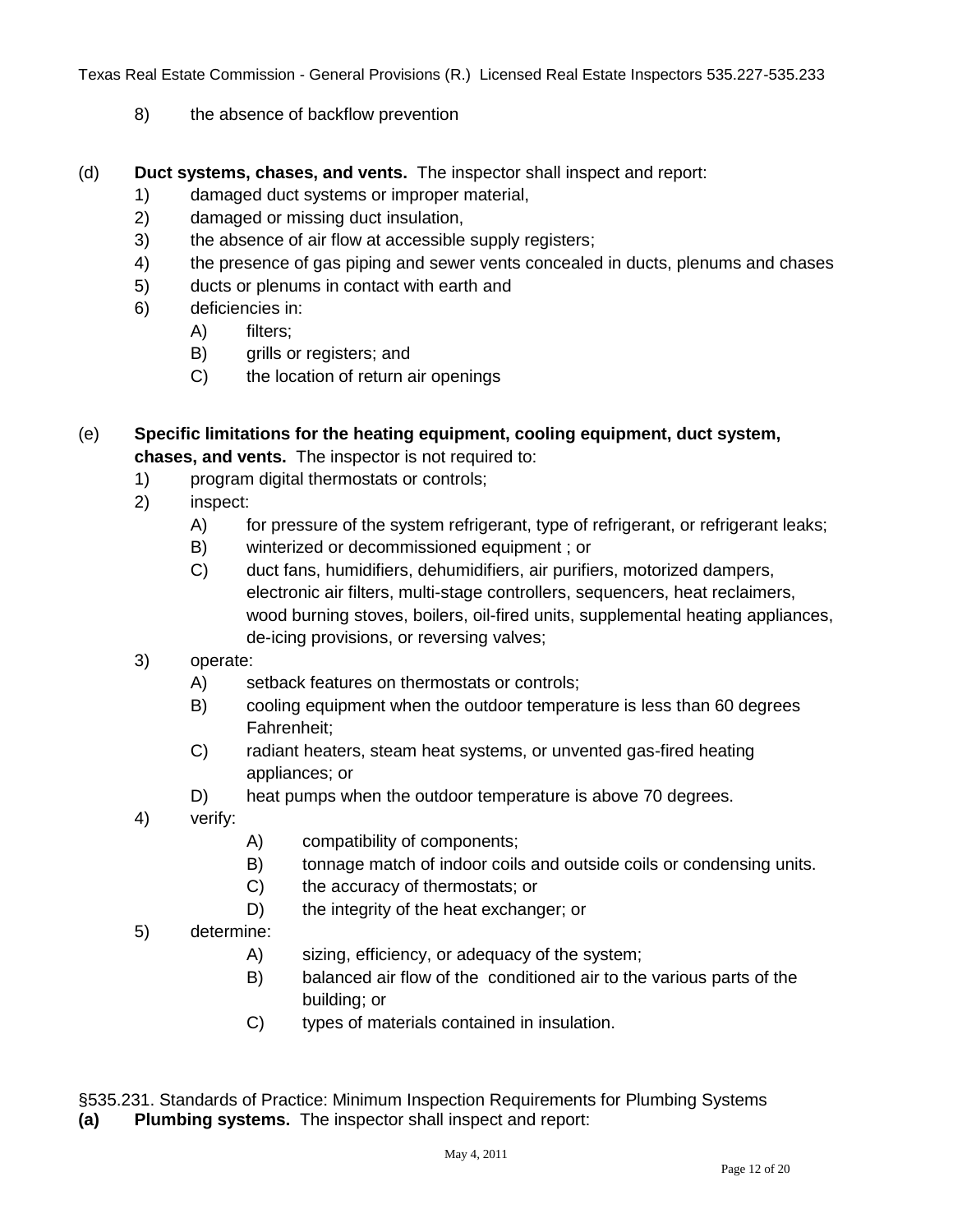8) the absence of backflow prevention

(d) **Duct systems, chases, and vents.** The inspector shall inspect and report:

1) damaged duct systems or improper material,
2) damaged or missing duct insulation,
3) the absence of air flow at accessible supply registers;
4) the presence of gas piping and sewer vents concealed in ducts, plenums and chases
5) ducts or plenums in contact with earth and
6) deficiencies in:
   - A) filters;
   - B) grills or registers; and
   - C) the location of return air openings

(e) **Specific limitations for the heating equipment, cooling equipment, duct system, chases, and vents.** The inspector is not required to:

1) program digital thermostats or controls;
2) inspect:
   - A) for pressure of the system refrigerant, type of refrigerant, or refrigerant leaks;
   - B) winterized or decommissioned equipment ; or
   - C) duct fans, humidifiers, dehumidifiers, air purifiers, motorized dampers, electronic air filters, multi-stage controllers, sequencers, heat reclaimers, wood burning stoves, boilers, oil-fired units, supplemental heating appliances, de-icing provisions, or reversing valves;
3) operate:
   - A) setback features on thermostats or controls;
   - B) cooling equipment when the outdoor temperature is less than 60 degrees Fahrenheit;
   - C) radiant heaters, steam heat systems, or unvented gas-fired heating appliances; or
   - D) heat pumps when the outdoor temperature is above 70 degrees.
4) verify:
   - A) compatibility of components;
   - B) tonnage match of indoor coils and outside coils or condensing units.
   - C) the accuracy of thermostats; or
   - D) the integrity of the heat exchanger; or
5) determine:
   - A) sizing, efficiency, or adequacy of the system;
   - B) balanced air flow of the conditioned air to the various parts of the building; or
   - C) types of materials contained in insulation.

§535.231. Standards of Practice: Minimum Inspection Requirements for Plumbing Systems

**(a) Plumbing systems.** The inspector shall inspect and report: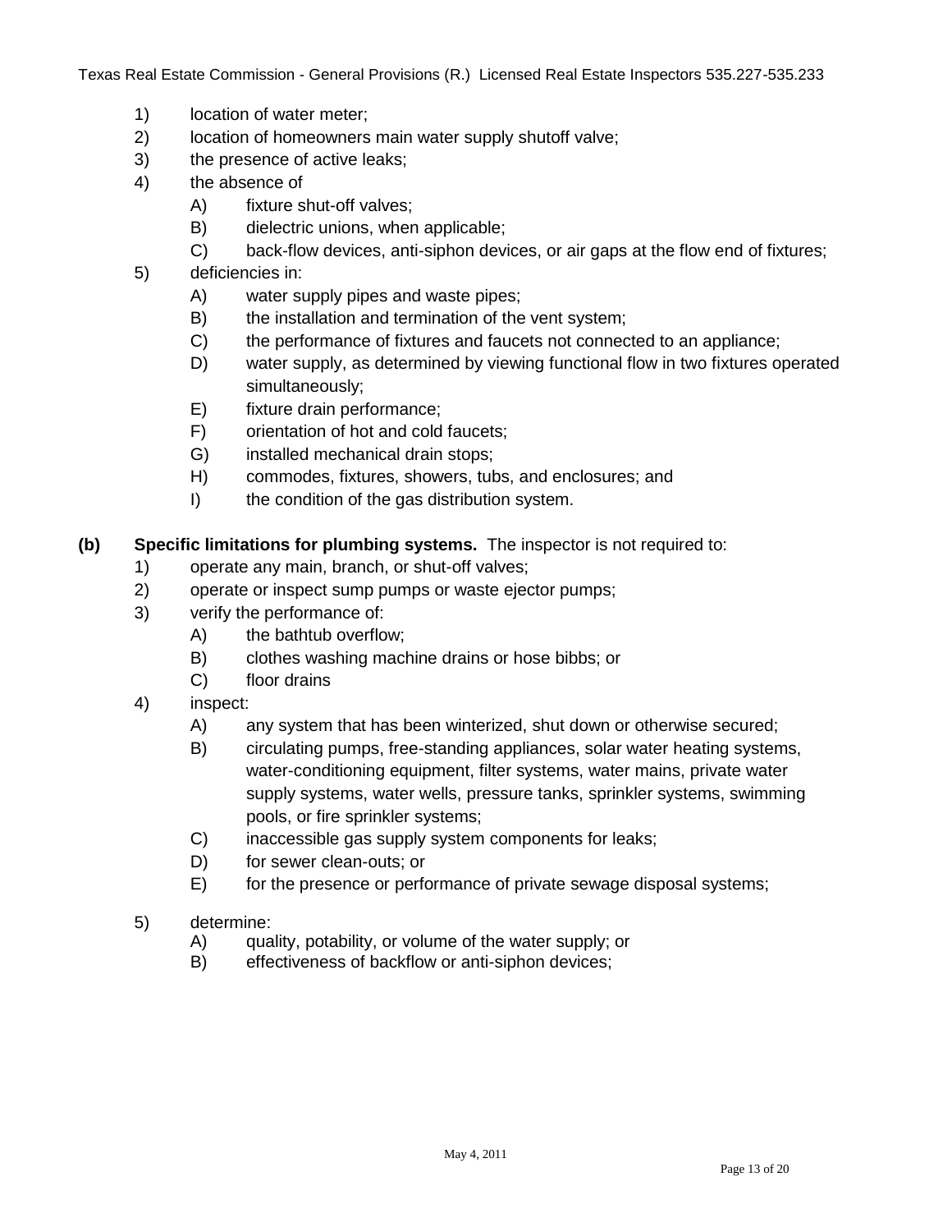1) location of water meter;
2) location of homeowners main water supply shutoff valve;
3) the presence of active leaks;
4) the absence of
    - A) fixture shut-off valves;
    - B) dielectric unions, when applicable;
    - C) back-flow devices, anti-siphon devices, or air gaps at the flow end of fixtures;
5) deficiencies in:
    - A) water supply pipes and waste pipes;
    - B) the installation and termination of the vent system;
    - C) the performance of fixtures and faucets not connected to an appliance;
    - D) water supply, as determined by viewing functional flow in two fixtures operated simultaneously;
    - E) fixture drain performance;
    - F) orientation of hot and cold faucets;
    - G) installed mechanical drain stops;
    - H) commodes, fixtures, showers, tubs, and enclosures; and
    - I) the condition of the gas distribution system.

**(b) Specific limitations for plumbing systems.** The inspector is not required to:

1) operate any main, branch, or shut-off valves;
2) operate or inspect sump pumps or waste ejector pumps;
3) verify the performance of:
    - A) the bathtub overflow;
    - B) clothes washing machine drains or hose bibbs; or
    - C) floor drains
4) inspect:
    - A) any system that has been winterized, shut down or otherwise secured;
    - B) circulating pumps, free-standing appliances, solar water heating systems, water-conditioning equipment, filter systems, water mains, private water supply systems, water wells, pressure tanks, sprinkler systems, swimming pools, or fire sprinkler systems;
    - C) inaccessible gas supply system components for leaks;
    - D) for sewer clean-outs; or
    - E) for the presence or performance of private sewage disposal systems;
5) determine:
    - A) quality, potability, or volume of the water supply; or
    - B) effectiveness of backflow or anti-siphon devices;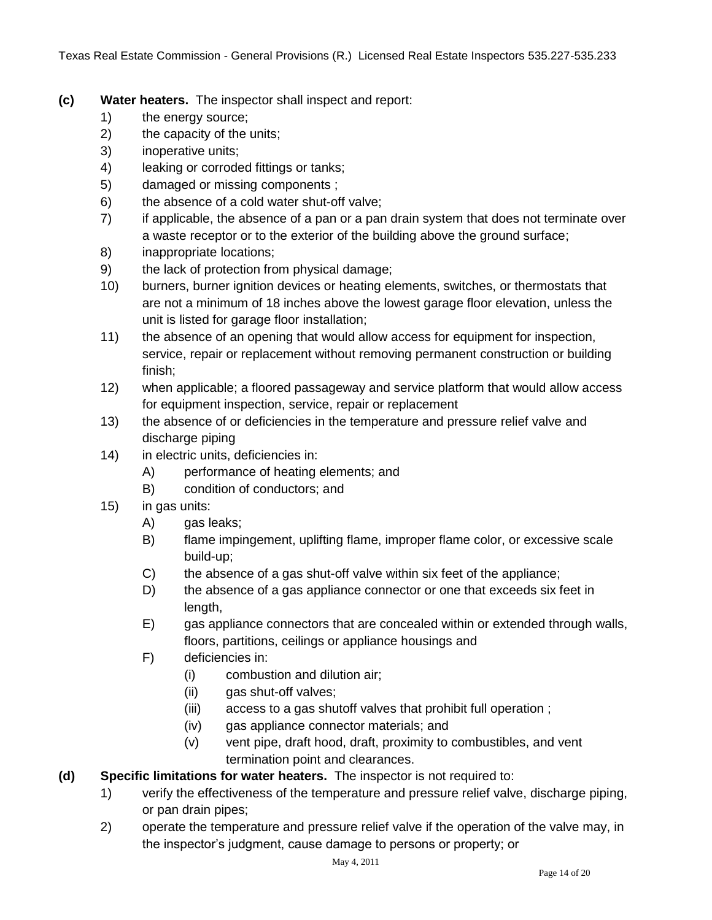**(c) Water heaters.** The inspector shall inspect and report:

1) the energy source;
2) the capacity of the units;
3) inoperative units;
4) leaking or corroded fittings or tanks;
5) damaged or missing components ;
6) the absence of a cold water shut-off valve;
7) if applicable, the absence of a pan or a pan drain system that does not terminate over a waste receptor or to the exterior of the building above the ground surface;
8) inappropriate locations;
9) the lack of protection from physical damage;
10) burners, burner ignition devices or heating elements, switches, or thermostats that are not a minimum of 18 inches above the lowest garage floor elevation, unless the unit is listed for garage floor installation;
11) the absence of an opening that would allow access for equipment for inspection, service, repair or replacement without removing permanent construction or building finish;
12) when applicable; a floored passageway and service platform that would allow access for equipment inspection, service, repair or replacement
13) the absence of or deficiencies in the temperature and pressure relief valve and discharge piping
14) in electric units, deficiencies in:
    - A) performance of heating elements; and
    - B) condition of conductors; and
15) in gas units:
    - A) gas leaks;
    - B) flame impingement, uplifting flame, improper flame color, or excessive scale build-up;
    - C) the absence of a gas shut-off valve within six feet of the appliance;
    - D) the absence of a gas appliance connector or one that exceeds six feet in length,
    - E) gas appliance connectors that are concealed within or extended through walls, floors, partitions, ceilings or appliance housings and
    - F) deficiencies in:
        - (i) combustion and dilution air;
        - (ii) gas shut-off valves;
        - (iii) access to a gas shutoff valves that prohibit full operation ;
        - (iv) gas appliance connector materials; and
        - (v) vent pipe, draft hood, draft, proximity to combustibles, and vent termination point and clearances.

**(d) Specific limitations for water heaters.** The inspector is not required to:

1) verify the effectiveness of the temperature and pressure relief valve, discharge piping, or pan drain pipes;
2) operate the temperature and pressure relief valve if the operation of the valve may, in the inspector's judgment, cause damage to persons or property; or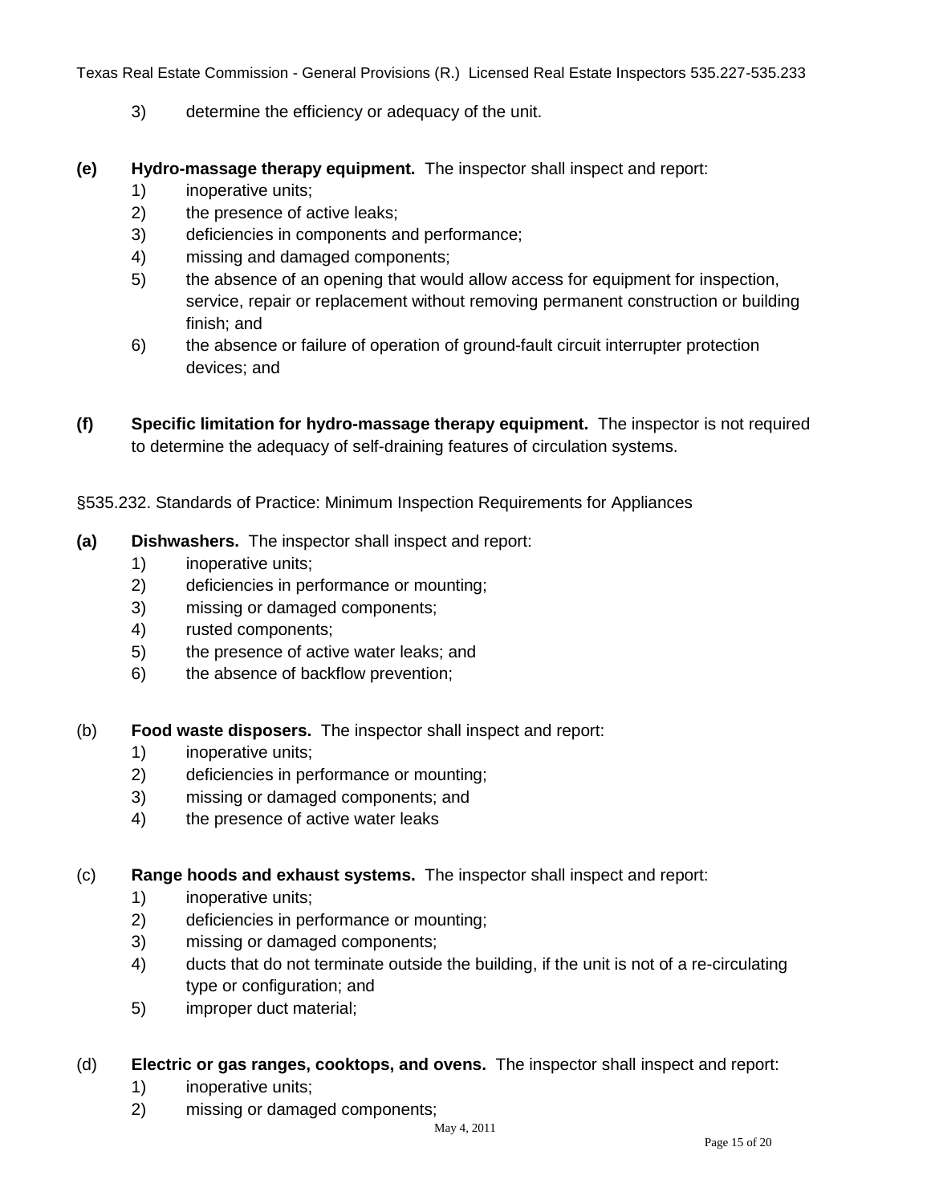3) determine the efficiency or adequacy of the unit.

**(e) Hydro-massage therapy equipment.** The inspector shall inspect and report:

1) inoperative units;
2) the presence of active leaks;
3) deficiencies in components and performance;
4) missing and damaged components;
5) the absence of an opening that would allow access for equipment for inspection, service, repair or replacement without removing permanent construction or building finish; and
6) the absence or failure of operation of ground-fault circuit interrupter protection devices; and

**(f) Specific limitation for hydro-massage therapy equipment.** The inspector is not required to determine the adequacy of self-draining features of circulation systems.

§535.232. Standards of Practice: Minimum Inspection Requirements for Appliances

**(a) Dishwashers.** The inspector shall inspect and report:

1) inoperative units;
2) deficiencies in performance or mounting;
3) missing or damaged components;
4) rusted components;
5) the presence of active water leaks; and
6) the absence of backflow prevention;

(b) **Food waste disposers.** The inspector shall inspect and report:

1) inoperative units;
2) deficiencies in performance or mounting;
3) missing or damaged components; and
4) the presence of active water leaks

(c) **Range hoods and exhaust systems.** The inspector shall inspect and report:

1) inoperative units;
2) deficiencies in performance or mounting;
3) missing or damaged components;
4) ducts that do not terminate outside the building, if the unit is not of a re-circulating type or configuration; and
5) improper duct material;

(d) **Electric or gas ranges, cooktops, and ovens.** The inspector shall inspect and report:

1) inoperative units;
2) missing or damaged components;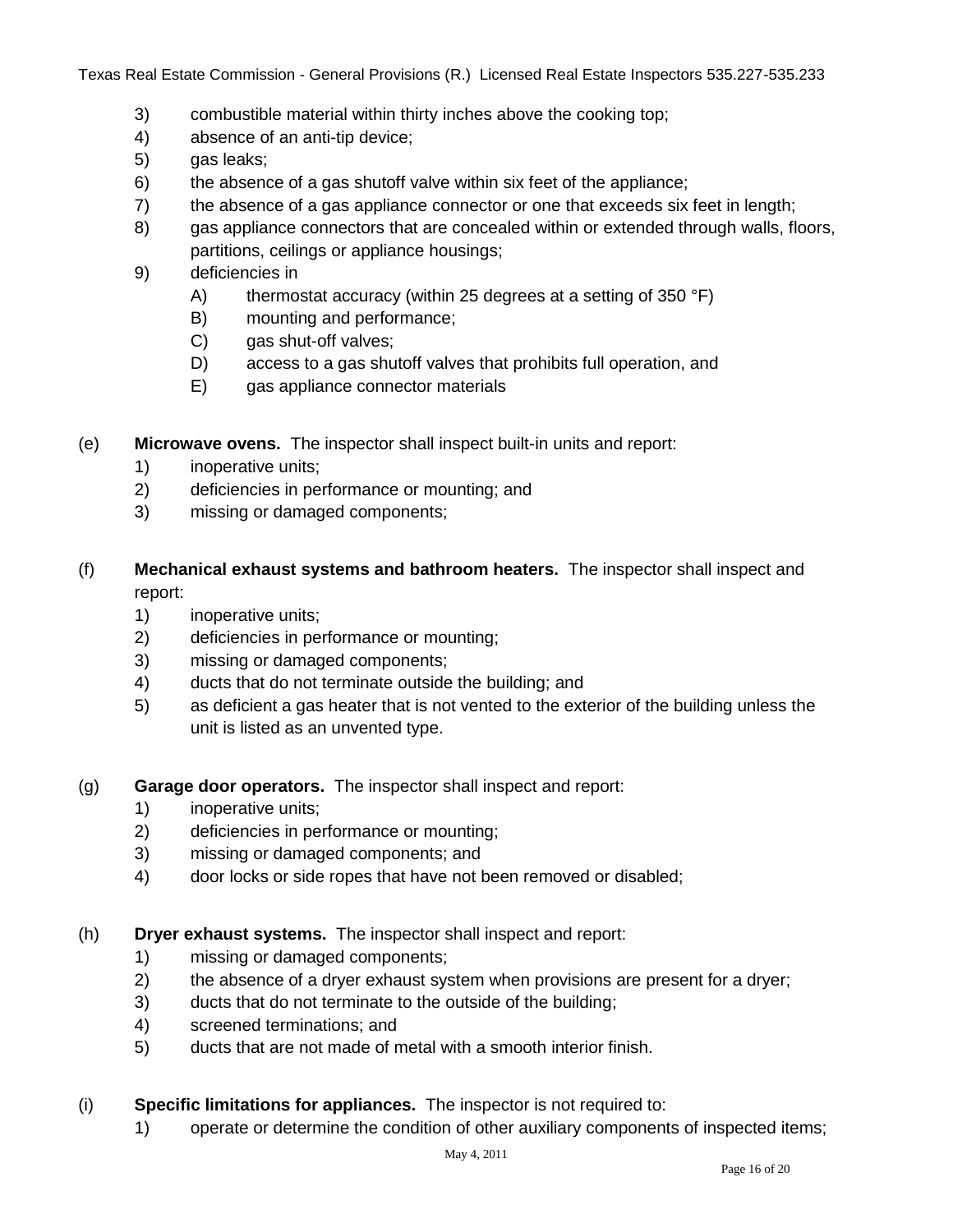3) combustible material within thirty inches above the cooking top;
4) absence of an anti-tip device;
5) gas leaks;
6) the absence of a gas shutoff valve within six feet of the appliance;
7) the absence of a gas appliance connector or one that exceeds six feet in length;
8) gas appliance connectors that are concealed within or extended through walls, floors, partitions, ceilings or appliance housings;
9) deficiencies in
   A) thermostat accuracy (within 25 degrees at a setting of 350 °F)
   B) mounting and performance;
   C) gas shut-off valves;
   D) access to a gas shutoff valves that prohibits full operation, and
   E) gas appliance connector materials

(e) **Microwave ovens.** The inspector shall inspect built-in units and report:
1) inoperative units;
2) deficiencies in performance or mounting; and
3) missing or damaged components;

(f) **Mechanical exhaust systems and bathroom heaters.** The inspector shall inspect and report:
1) inoperative units;
2) deficiencies in performance or mounting;
3) missing or damaged components;
4) ducts that do not terminate outside the building; and
5) as deficient a gas heater that is not vented to the exterior of the building unless the unit is listed as an unvented type.

(g) **Garage door operators.** The inspector shall inspect and report:
1) inoperative units;
2) deficiencies in performance or mounting;
3) missing or damaged components; and
4) door locks or side ropes that have not been removed or disabled;

(h) **Dryer exhaust systems.** The inspector shall inspect and report:
1) missing or damaged components;
2) the absence of a dryer exhaust system when provisions are present for a dryer;
3) ducts that do not terminate to the outside of the building;
4) screened terminations; and
5) ducts that are not made of metal with a smooth interior finish.

(i) **Specific limitations for appliances.** The inspector is not required to:
1) operate or determine the condition of other auxiliary components of inspected items;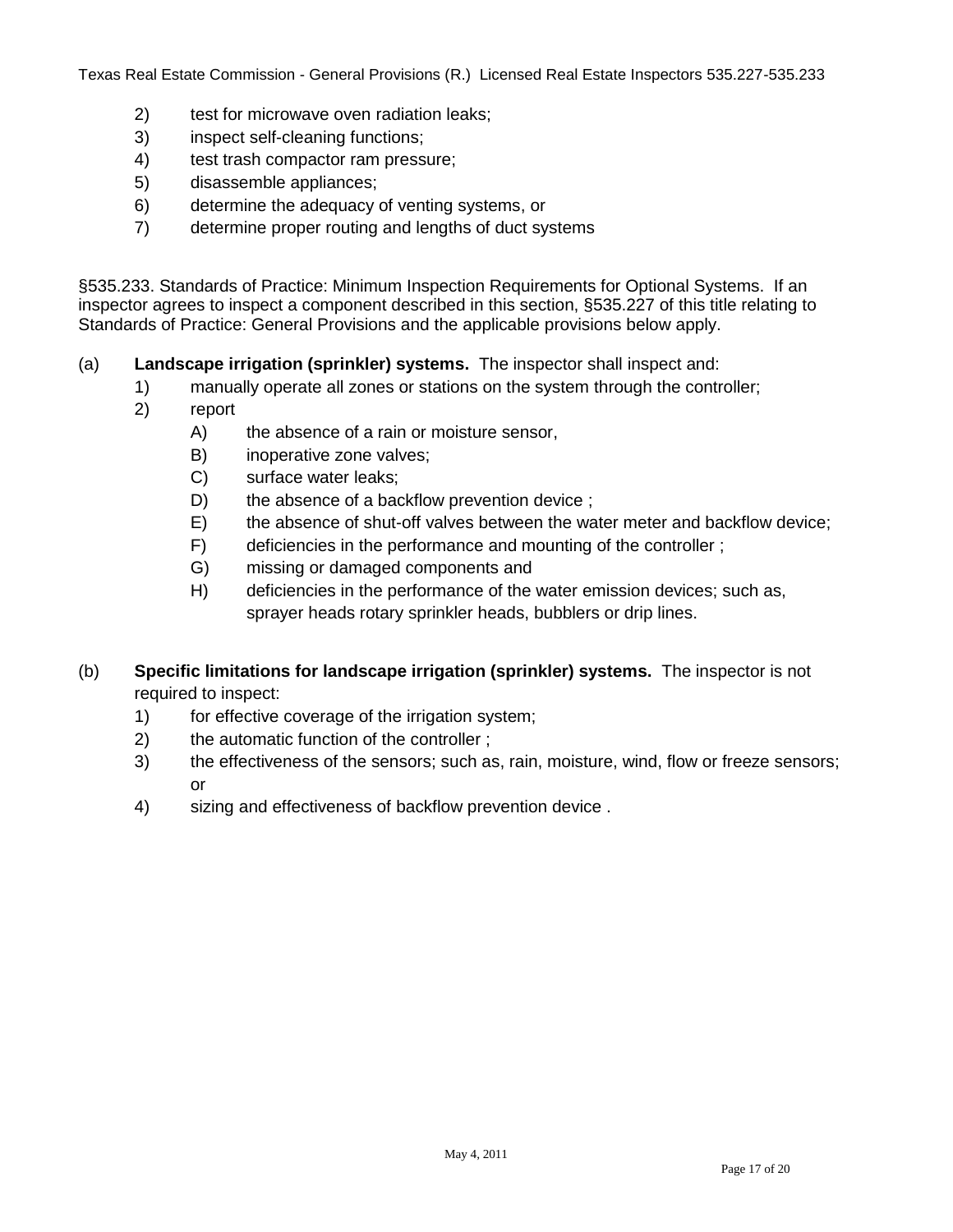2) test for microwave oven radiation leaks;
3) inspect self-cleaning functions;
4) test trash compactor ram pressure;
5) disassemble appliances;
6) determine the adequacy of venting systems, or
7) determine proper routing and lengths of duct systems

§535.233. Standards of Practice: Minimum Inspection Requirements for Optional Systems. If an inspector agrees to inspect a component described in this section, §535.227 of this title relating to Standards of Practice: General Provisions and the applicable provisions below apply.

(a) **Landscape irrigation (sprinkler) systems.** The inspector shall inspect and:

1) manually operate all zones or stations on the system through the controller;
2) report
   A) the absence of a rain or moisture sensor,
   B) inoperative zone valves;
   C) surface water leaks;
   D) the absence of a backflow prevention device ;
   E) the absence of shut-off valves between the water meter and backflow device;
   F) deficiencies in the performance and mounting of the controller ;
   G) missing or damaged components and
   H) deficiencies in the performance of the water emission devices; such as, sprayer heads rotary sprinkler heads, bubblers or drip lines.

(b) **Specific limitations for landscape irrigation (sprinkler) systems.** The inspector is not required to inspect:

1) for effective coverage of the irrigation system;
2) the automatic function of the controller ;
3) the effectiveness of the sensors; such as, rain, moisture, wind, flow or freeze sensors; or
4) sizing and effectiveness of backflow prevention device .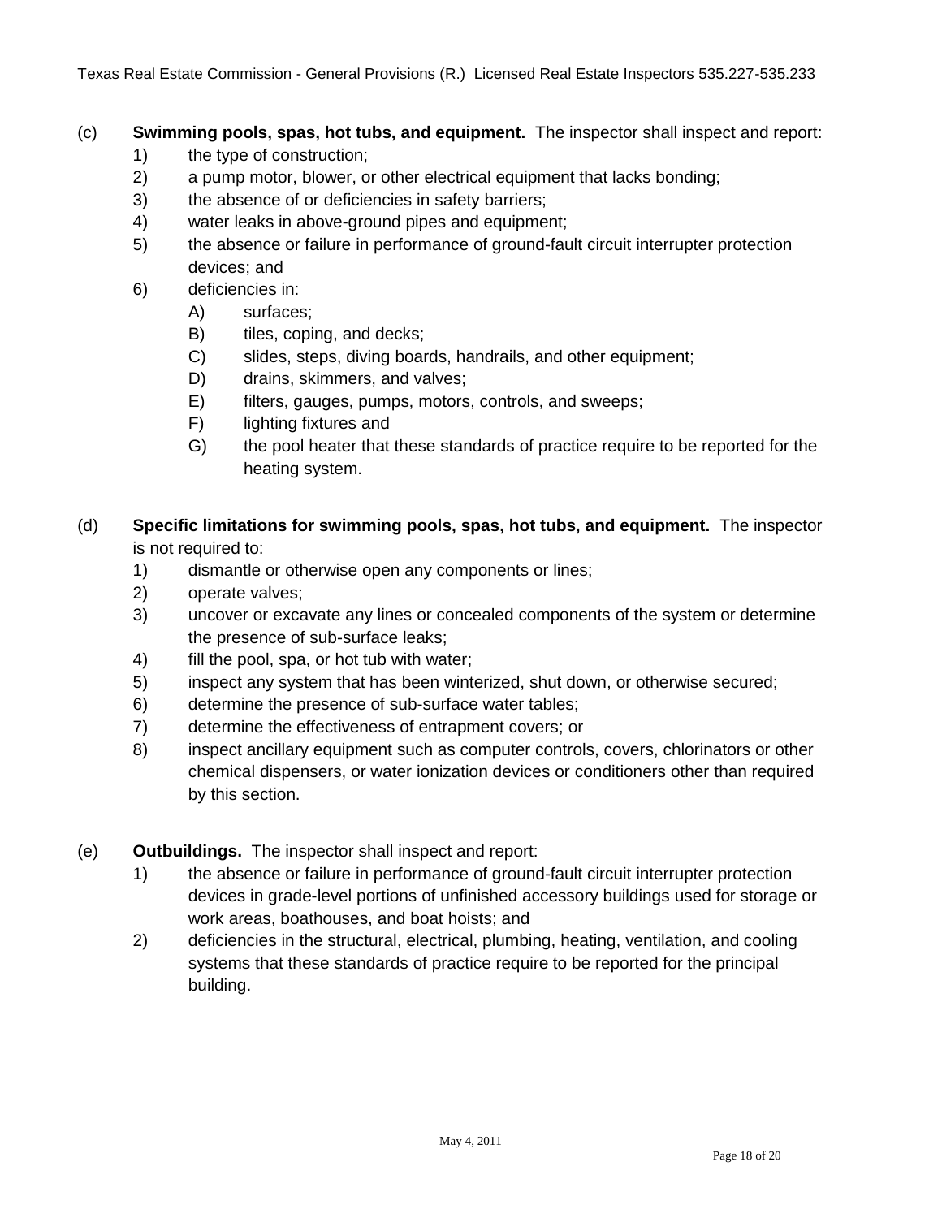(c) **Swimming pools, spas, hot tubs, and equipment.** The inspector shall inspect and report:

1) the type of construction;
2) a pump motor, blower, or other electrical equipment that lacks bonding;
3) the absence of or deficiencies in safety barriers;
4) water leaks in above-ground pipes and equipment;
5) the absence or failure in performance of ground-fault circuit interrupter protection devices; and
6) deficiencies in:
   A) surfaces;
   B) tiles, coping, and decks;
   C) slides, steps, diving boards, handrails, and other equipment;
   D) drains, skimmers, and valves;
   E) filters, gauges, pumps, motors, controls, and sweeps;
   F) lighting fixtures and
   G) the pool heater that these standards of practice require to be reported for the heating system.

(d) **Specific limitations for swimming pools, spas, hot tubs, and equipment.** The inspector is not required to:

1) dismantle or otherwise open any components or lines;
2) operate valves;
3) uncover or excavate any lines or concealed components of the system or determine the presence of sub-surface leaks;
4) fill the pool, spa, or hot tub with water;
5) inspect any system that has been winterized, shut down, or otherwise secured;
6) determine the presence of sub-surface water tables;
7) determine the effectiveness of entrapment covers; or
8) inspect ancillary equipment such as computer controls, covers, chlorinators or other chemical dispensers, or water ionization devices or conditioners other than required by this section.

(e) **Outbuildings.** The inspector shall inspect and report:

1) the absence or failure in performance of ground-fault circuit interrupter protection devices in grade-level portions of unfinished accessory buildings used for storage or work areas, boathouses, and boat hoists; and
2) deficiencies in the structural, electrical, plumbing, heating, ventilation, and cooling systems that these standards of practice require to be reported for the principal building.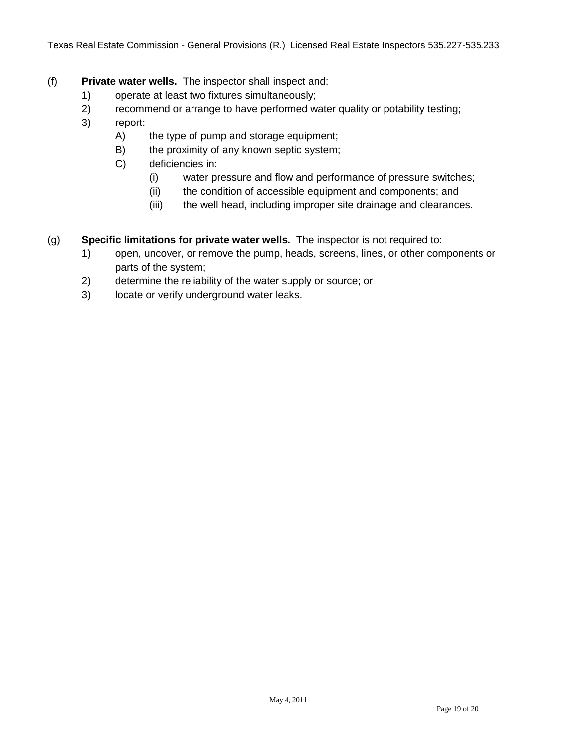(f) **Private water wells.** The inspector shall inspect and:

1) operate at least two fixtures simultaneously;
2) recommend or arrange to have performed water quality or potability testing;
3) report:
    - A) the type of pump and storage equipment;
    - B) the proximity of any known septic system;
    - C) deficiencies in:
        - (i) water pressure and flow and performance of pressure switches;
        - (ii) the condition of accessible equipment and components; and
        - (iii) the well head, including improper site drainage and clearances.

(g) **Specific limitations for private water wells.** The inspector is not required to:

1) open, uncover, or remove the pump, heads, screens, lines, or other components or parts of the system;
2) determine the reliability of the water supply or source; or
3) locate or verify underground water leaks.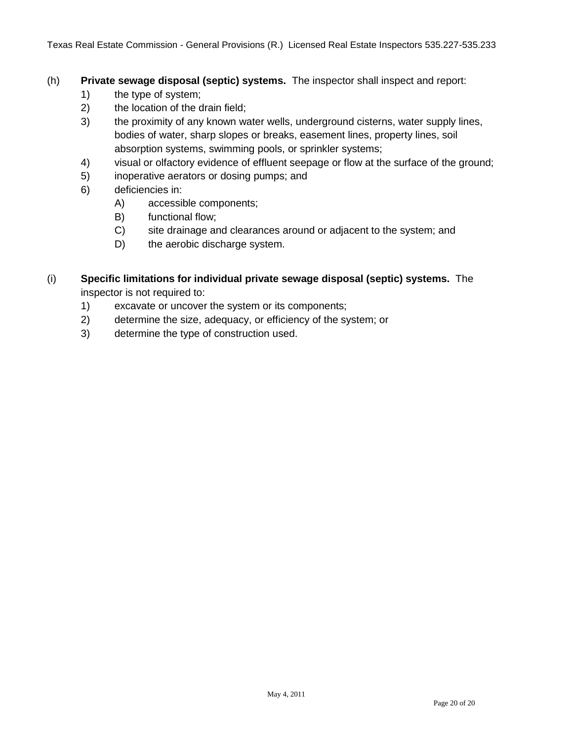(h) **Private sewage disposal (septic) systems.** The inspector shall inspect and report:

1) the type of system;
2) the location of the drain field;
3) the proximity of any known water wells, underground cisterns, water supply lines, bodies of water, sharp slopes or breaks, easement lines, property lines, soil absorption systems, swimming pools, or sprinkler systems;
4) visual or olfactory evidence of effluent seepage or flow at the surface of the ground;
5) inoperative aerators or dosing pumps; and
6) deficiencies in:
   - A) accessible components;
   - B) functional flow;
   - C) site drainage and clearances around or adjacent to the system; and
   - D) the aerobic discharge system.

(i) **Specific limitations for individual private sewage disposal (septic) systems.** The inspector is not required to:

1) excavate or uncover the system or its components;
2) determine the size, adequacy, or efficiency of the system; or
3) determine the type of construction used.

May 4, 2011